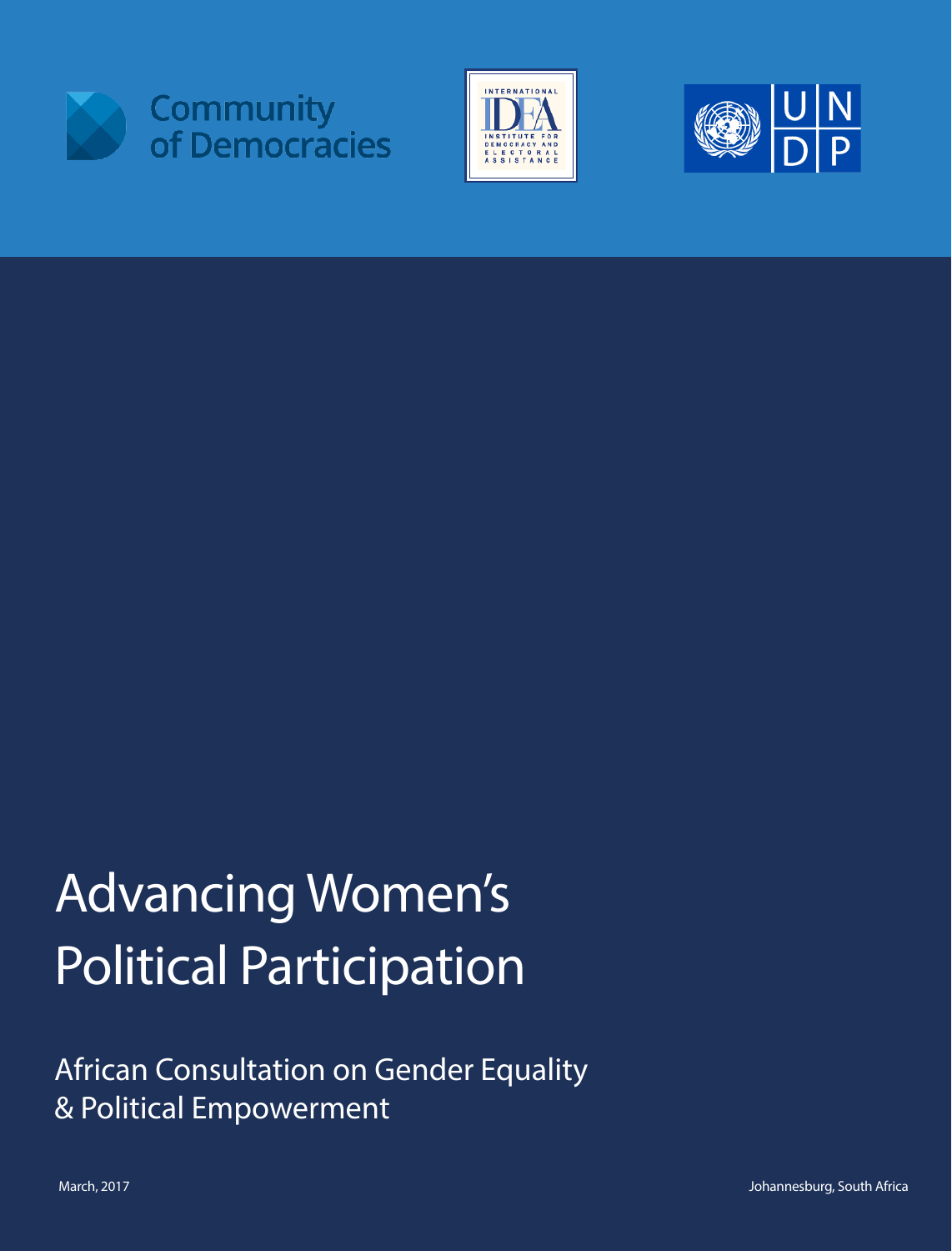Community of Democracies

INTERNATIONAL IDEA INSTITUTE FOR DEMOCRACY AND ELECTORAL ASSISTANCE

UNDP

# Advancing Women's Political Participation

## African Consultation on Gender Equality & Political Empowerment

March, 2017

Johannesburg, South Africa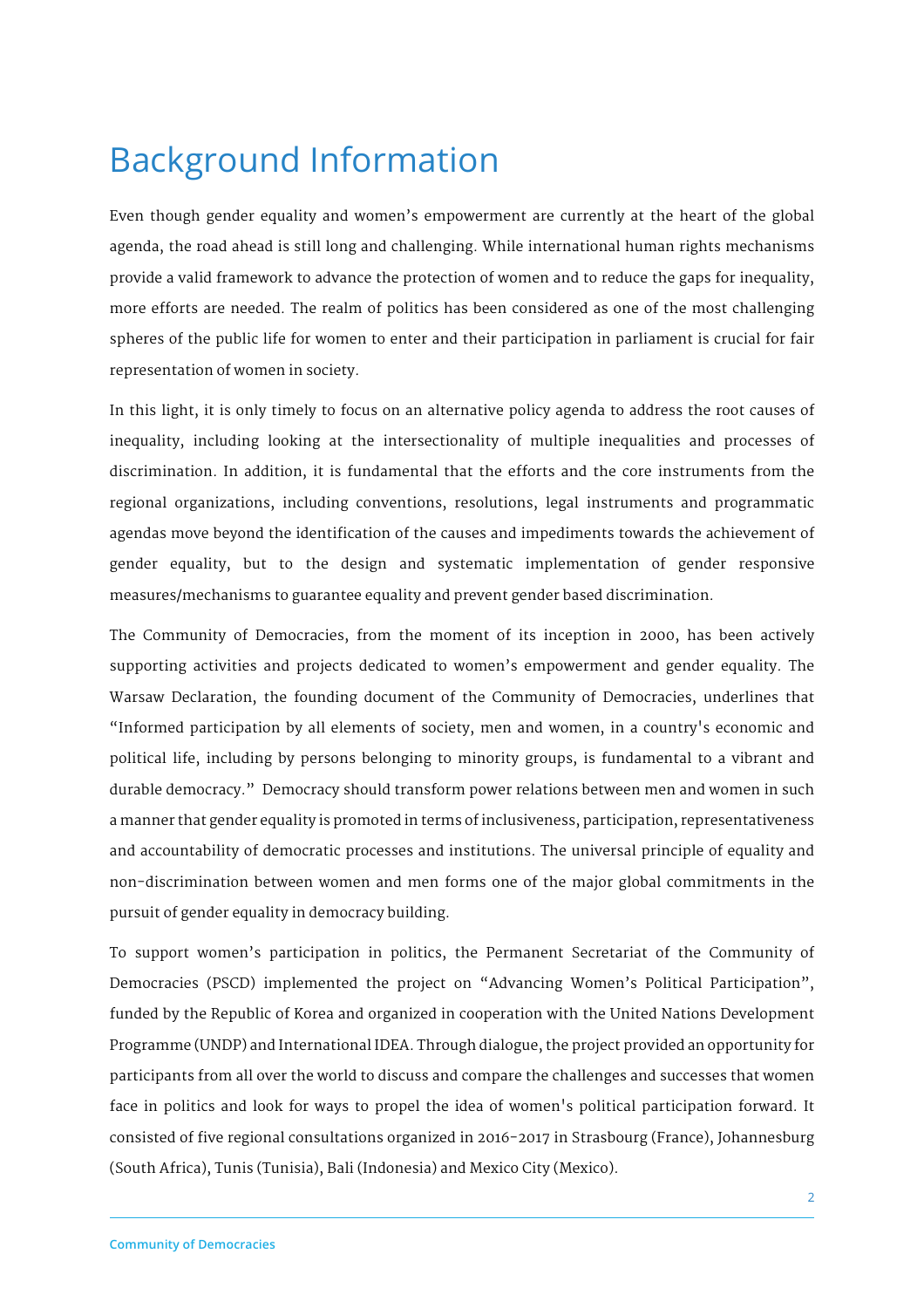# Background Information

Even though gender equality and women's empowerment are currently at the heart of the global agenda, the road ahead is still long and challenging. While international human rights mechanisms provide a valid framework to advance the protection of women and to reduce the gaps for inequality, more efforts are needed. The realm of politics has been considered as one of the most challenging spheres of the public life for women to enter and their participation in parliament is crucial for fair representation of women in society.

In this light, it is only timely to focus on an alternative policy agenda to address the root causes of inequality, including looking at the intersectionality of multiple inequalities and processes of discrimination. In addition, it is fundamental that the efforts and the core instruments from the regional organizations, including conventions, resolutions, legal instruments and programmatic agendas move beyond the identification of the causes and impediments towards the achievement of gender equality, but to the design and systematic implementation of gender responsive measures/mechanisms to guarantee equality and prevent gender based discrimination.

The Community of Democracies, from the moment of its inception in 2000, has been actively supporting activities and projects dedicated to women's empowerment and gender equality. The Warsaw Declaration, the founding document of the Community of Democracies, underlines that "Informed participation by all elements of society, men and women, in a country's economic and political life, including by persons belonging to minority groups, is fundamental to a vibrant and durable democracy." Democracy should transform power relations between men and women in such a manner that gender equality is promoted in terms of inclusiveness, participation, representativeness and accountability of democratic processes and institutions. The universal principle of equality and non-discrimination between women and men forms one of the major global commitments in the pursuit of gender equality in democracy building.

To support women's participation in politics, the Permanent Secretariat of the Community of Democracies (PSCD) implemented the project on "Advancing Women's Political Participation", funded by the Republic of Korea and organized in cooperation with the United Nations Development Programme (UNDP) and International IDEA. Through dialogue, the project provided an opportunity for participants from all over the world to discuss and compare the challenges and successes that women face in politics and look for ways to propel the idea of women's political participation forward. It consisted of five regional consultations organized in 2016-2017 in Strasbourg (France), Johannesburg (South Africa), Tunis (Tunisia), Bali (Indonesia) and Mexico City (Mexico).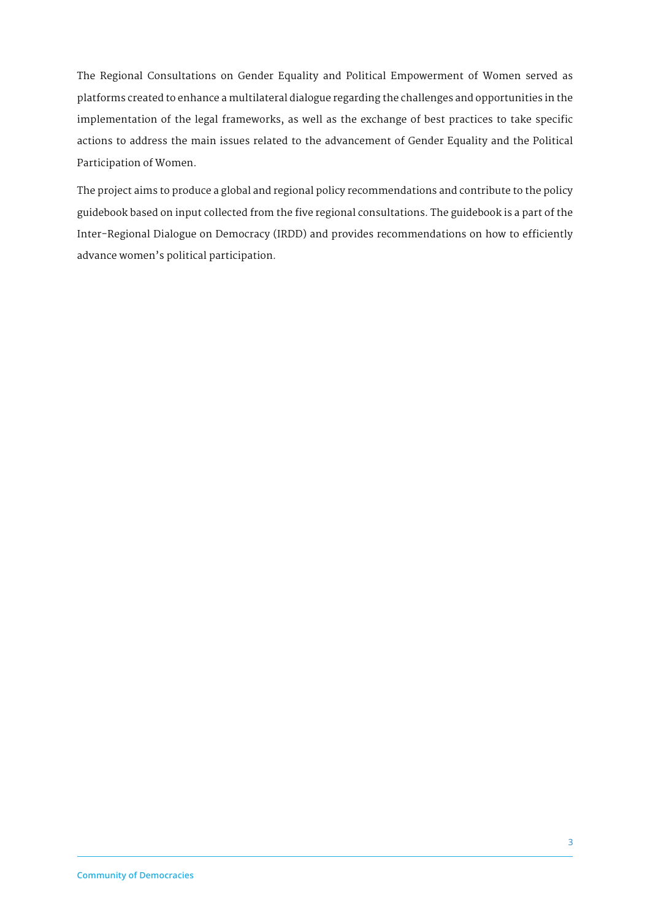The Regional Consultations on Gender Equality and Political Empowerment of Women served as platforms created to enhance a multilateral dialogue regarding the challenges and opportunities in the implementation of the legal frameworks, as well as the exchange of best practices to take specific actions to address the main issues related to the advancement of Gender Equality and the Political Participation of Women.

The project aims to produce a global and regional policy recommendations and contribute to the policy guidebook based on input collected from the five regional consultations. The guidebook is a part of the Inter-Regional Dialogue on Democracy (IRDD) and provides recommendations on how to efficiently advance women's political participation.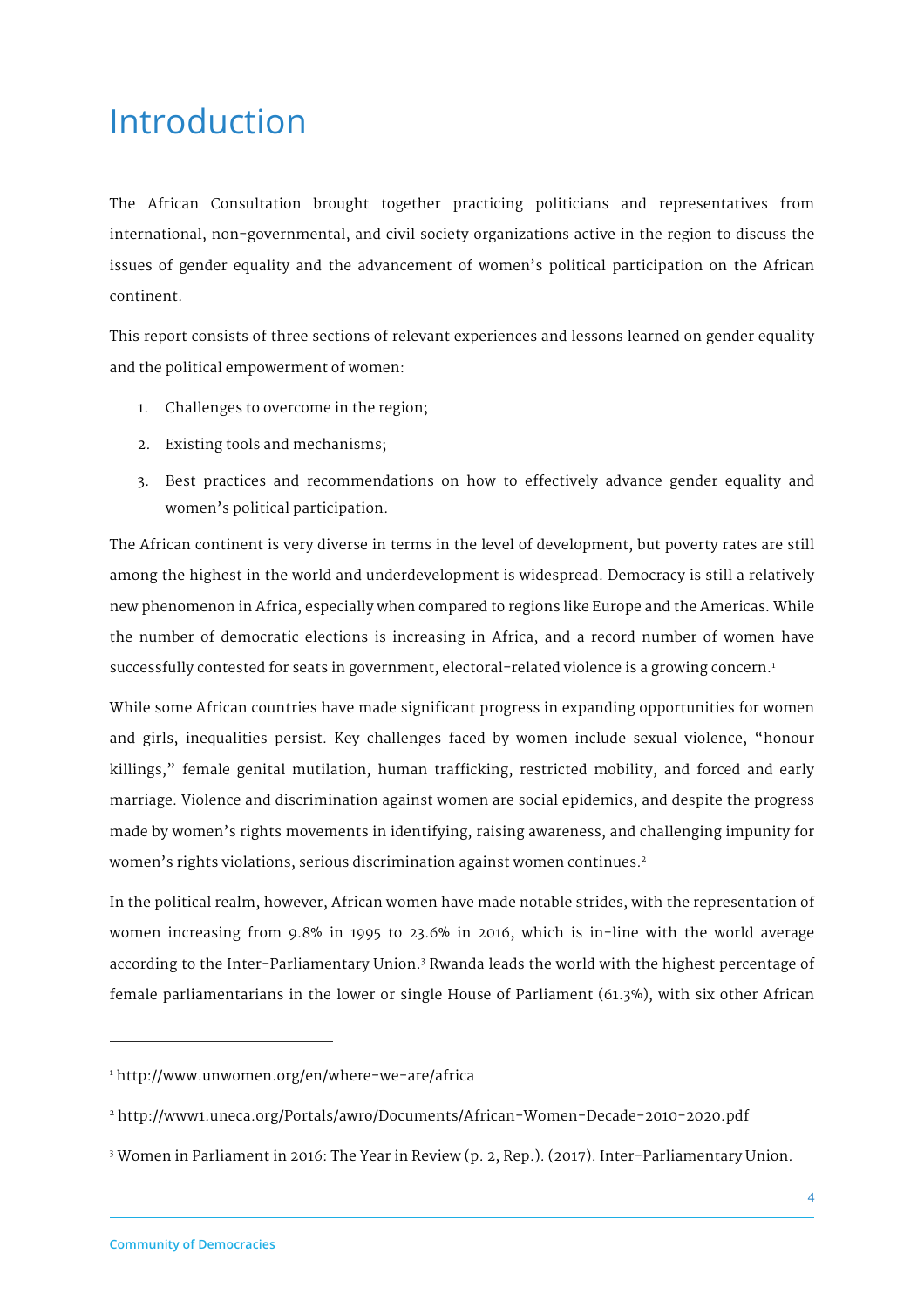# Introduction

The African Consultation brought together practicing politicians and representatives from international, non-governmental, and civil society organizations active in the region to discuss the issues of gender equality and the advancement of women's political participation on the African continent.

This report consists of three sections of relevant experiences and lessons learned on gender equality and the political empowerment of women:

1. Challenges to overcome in the region;
2. Existing tools and mechanisms;
3. Best practices and recommendations on how to effectively advance gender equality and women's political participation.

The African continent is very diverse in terms in the level of development, but poverty rates are still among the highest in the world and underdevelopment is widespread. Democracy is still a relatively new phenomenon in Africa, especially when compared to regions like Europe and the Americas. While the number of democratic elections is increasing in Africa, and a record number of women have successfully contested for seats in government, electoral-related violence is a growing concern.[1]

While some African countries have made significant progress in expanding opportunities for women and girls, inequalities persist. Key challenges faced by women include sexual violence, "honour killings," female genital mutilation, human trafficking, restricted mobility, and forced and early marriage. Violence and discrimination against women are social epidemics, and despite the progress made by women's rights movements in identifying, raising awareness, and challenging impunity for women's rights violations, serious discrimination against women continues.[2]

In the political realm, however, African women have made notable strides, with the representation of women increasing from 9.8% in 1995 to 23.6% in 2016, which is in-line with the world average according to the Inter-Parliamentary Union.[3] Rwanda leads the world with the highest percentage of female parliamentarians in the lower or single House of Parliament (61.3%), with six other African

---

[1] http://www.unwomen.org/en/where-we-are/africa

[2] http://www1.uneca.org/Portals/awro/Documents/African-Women-Decade-2010-2020.pdf

[3] Women in Parliament in 2016: The Year in Review (p. 2, Rep.). (2017). Inter-Parliamentary Union.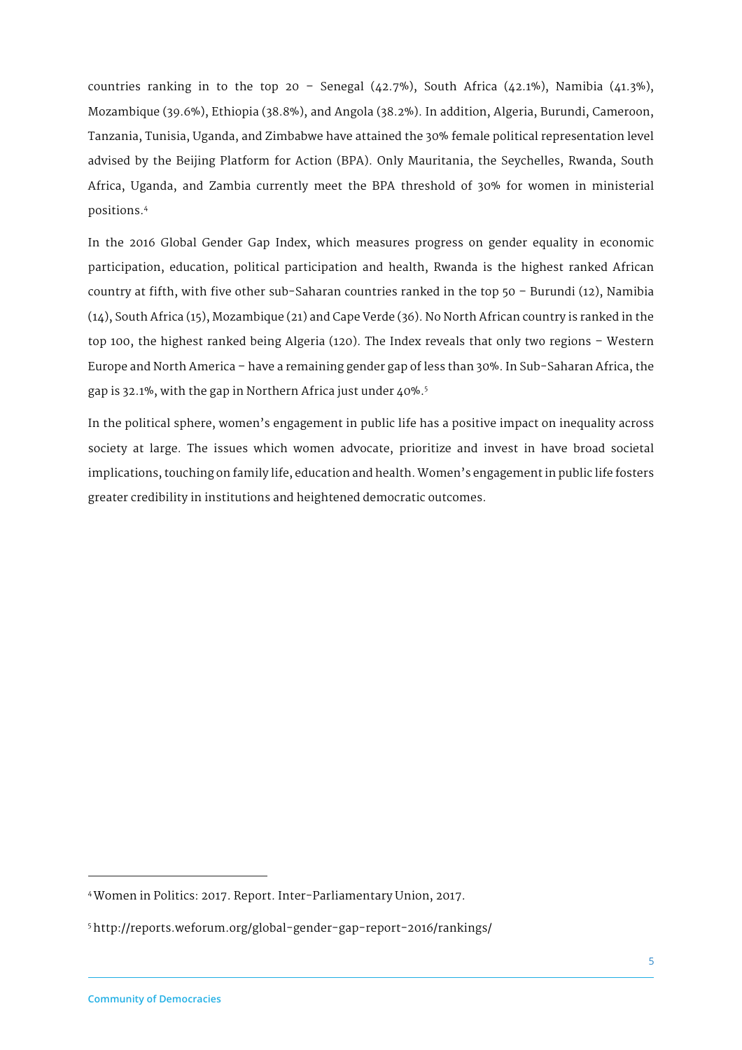countries ranking in to the top 20 – Senegal (42.7%), South Africa (42.1%), Namibia (41.3%), Mozambique (39.6%), Ethiopia (38.8%), and Angola (38.2%). In addition, Algeria, Burundi, Cameroon, Tanzania, Tunisia, Uganda, and Zimbabwe have attained the 30% female political representation level advised by the Beijing Platform for Action (BPA). Only Mauritania, the Seychelles, Rwanda, South Africa, Uganda, and Zambia currently meet the BPA threshold of 30% for women in ministerial positions.[4]

In the 2016 Global Gender Gap Index, which measures progress on gender equality in economic participation, education, political participation and health, Rwanda is the highest ranked African country at fifth, with five other sub-Saharan countries ranked in the top 50 – Burundi (12), Namibia (14), South Africa (15), Mozambique (21) and Cape Verde (36). No North African country is ranked in the top 100, the highest ranked being Algeria (120). The Index reveals that only two regions – Western Europe and North America – have a remaining gender gap of less than 30%. In Sub-Saharan Africa, the gap is 32.1%, with the gap in Northern Africa just under 40%.[5]

In the political sphere, women's engagement in public life has a positive impact on inequality across society at large. The issues which women advocate, prioritize and invest in have broad societal implications, touching on family life, education and health. Women's engagement in public life fosters greater credibility in institutions and heightened democratic outcomes.

---

[4] Women in Politics: 2017. Report. Inter-Parliamentary Union, 2017.

[5] http://reports.weforum.org/global-gender-gap-report-2016/rankings/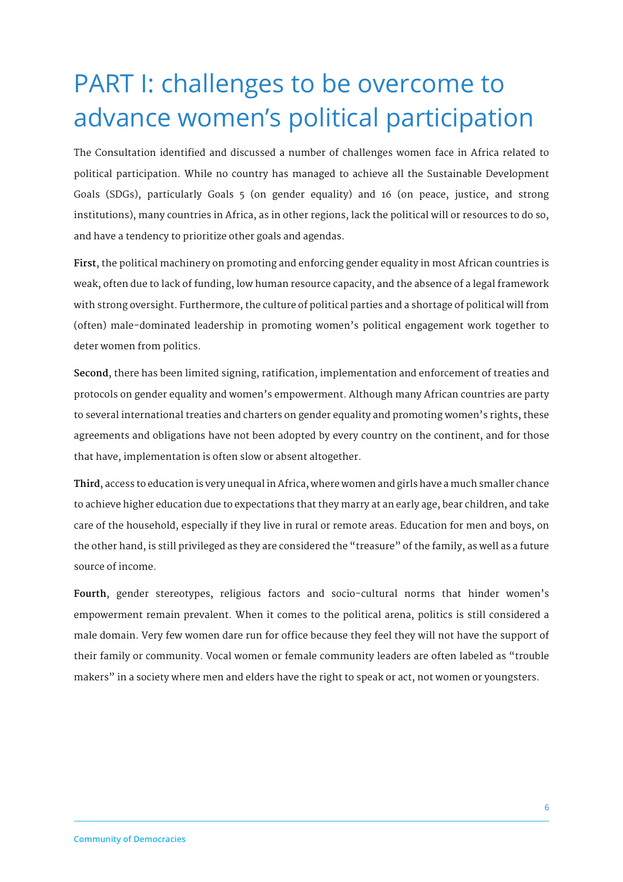# PART I: challenges to be overcome to advance women's political participation

The Consultation identified and discussed a number of challenges women face in Africa related to political participation. While no country has managed to achieve all the Sustainable Development Goals (SDGs), particularly Goals 5 (on gender equality) and 16 (on peace, justice, and strong institutions), many countries in Africa, as in other regions, lack the political will or resources to do so, and have a tendency to prioritize other goals and agendas.

**First**, the political machinery on promoting and enforcing gender equality in most African countries is weak, often due to lack of funding, low human resource capacity, and the absence of a legal framework with strong oversight. Furthermore, the culture of political parties and a shortage of political will from (often) male-dominated leadership in promoting women's political engagement work together to deter women from politics.

**Second**, there has been limited signing, ratification, implementation and enforcement of treaties and protocols on gender equality and women's empowerment. Although many African countries are party to several international treaties and charters on gender equality and promoting women's rights, these agreements and obligations have not been adopted by every country on the continent, and for those that have, implementation is often slow or absent altogether.

**Third**, access to education is very unequal in Africa, where women and girls have a much smaller chance to achieve higher education due to expectations that they marry at an early age, bear children, and take care of the household, especially if they live in rural or remote areas. Education for men and boys, on the other hand, is still privileged as they are considered the "treasure" of the family, as well as a future source of income.

**Fourth**, gender stereotypes, religious factors and socio-cultural norms that hinder women's empowerment remain prevalent. When it comes to the political arena, politics is still considered a male domain. Very few women dare run for office because they feel they will not have the support of their family or community. Vocal women or female community leaders are often labeled as "trouble makers" in a society where men and elders have the right to speak or act, not women or youngsters.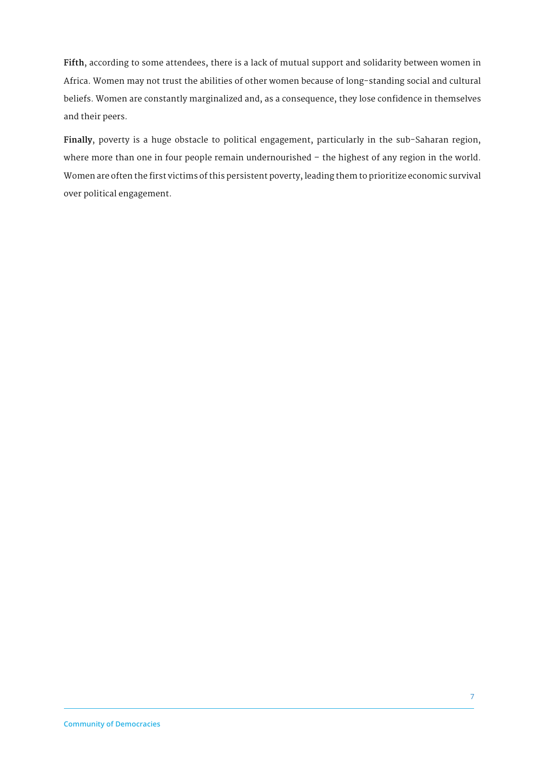**Fifth**, according to some attendees, there is a lack of mutual support and solidarity between women in Africa. Women may not trust the abilities of other women because of long-standing social and cultural beliefs. Women are constantly marginalized and, as a consequence, they lose confidence in themselves and their peers.

**Finally**, poverty is a huge obstacle to political engagement, particularly in the sub-Saharan region, where more than one in four people remain undernourished – the highest of any region in the world. Women are often the first victims of this persistent poverty, leading them to prioritize economic survival over political engagement.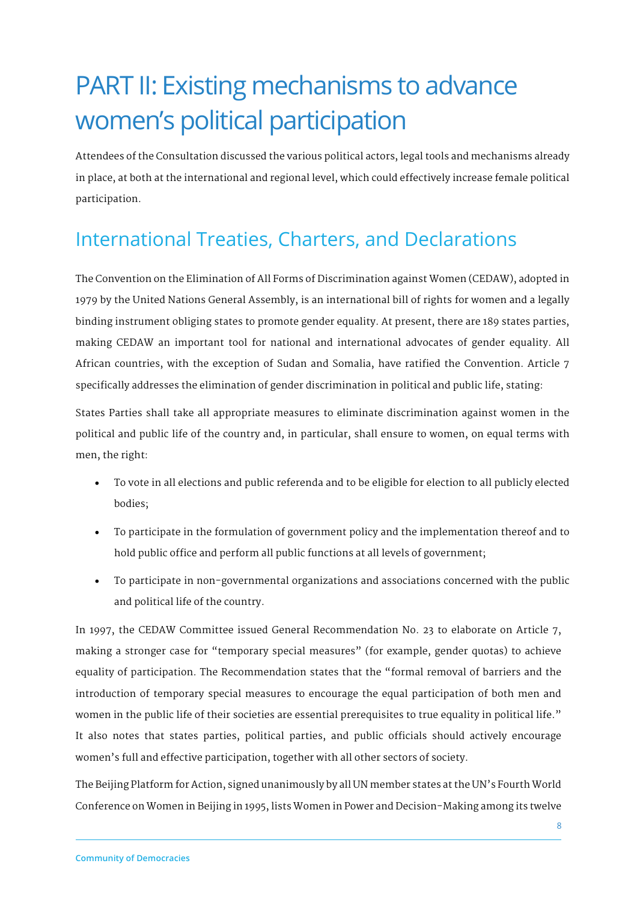# PART II: Existing mechanisms to advance women's political participation

Attendees of the Consultation discussed the various political actors, legal tools and mechanisms already in place, at both at the international and regional level, which could effectively increase female political participation.

## International Treaties, Charters, and Declarations

The Convention on the Elimination of All Forms of Discrimination against Women (CEDAW), adopted in 1979 by the United Nations General Assembly, is an international bill of rights for women and a legally binding instrument obliging states to promote gender equality. At present, there are 189 states parties, making CEDAW an important tool for national and international advocates of gender equality. All African countries, with the exception of Sudan and Somalia, have ratified the Convention. Article 7 specifically addresses the elimination of gender discrimination in political and public life, stating:

States Parties shall take all appropriate measures to eliminate discrimination against women in the political and public life of the country and, in particular, shall ensure to women, on equal terms with men, the right:

- To vote in all elections and public referenda and to be eligible for election to all publicly elected bodies;
- To participate in the formulation of government policy and the implementation thereof and to hold public office and perform all public functions at all levels of government;
- To participate in non-governmental organizations and associations concerned with the public and political life of the country.

In 1997, the CEDAW Committee issued General Recommendation No. 23 to elaborate on Article 7, making a stronger case for "temporary special measures" (for example, gender quotas) to achieve equality of participation. The Recommendation states that the "formal removal of barriers and the introduction of temporary special measures to encourage the equal participation of both men and women in the public life of their societies are essential prerequisites to true equality in political life." It also notes that states parties, political parties, and public officials should actively encourage women's full and effective participation, together with all other sectors of society.

The Beijing Platform for Action, signed unanimously by all UN member states at the UN's Fourth World Conference on Women in Beijing in 1995, lists Women in Power and Decision-Making among its twelve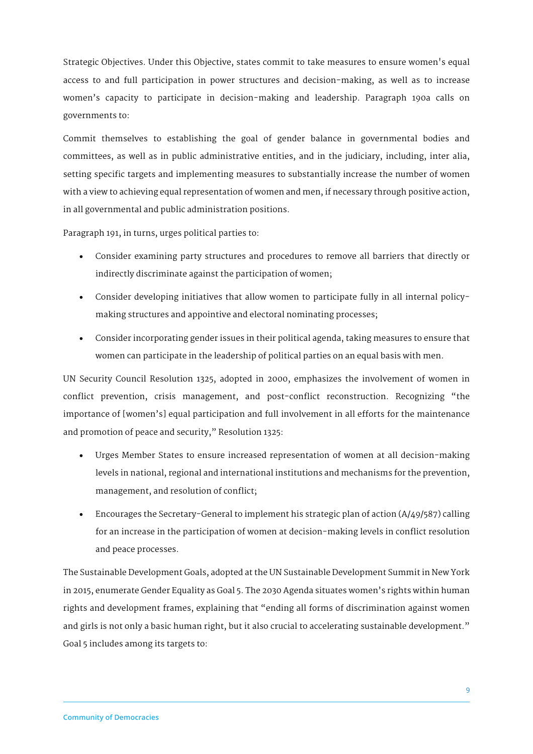Strategic Objectives. Under this Objective, states commit to take measures to ensure women's equal access to and full participation in power structures and decision-making, as well as to increase women's capacity to participate in decision-making and leadership. Paragraph 190a calls on governments to:

Commit themselves to establishing the goal of gender balance in governmental bodies and committees, as well as in public administrative entities, and in the judiciary, including, inter alia, setting specific targets and implementing measures to substantially increase the number of women with a view to achieving equal representation of women and men, if necessary through positive action, in all governmental and public administration positions.

Paragraph 191, in turns, urges political parties to:

- Consider examining party structures and procedures to remove all barriers that directly or indirectly discriminate against the participation of women;
- Consider developing initiatives that allow women to participate fully in all internal policy-making structures and appointive and electoral nominating processes;
- Consider incorporating gender issues in their political agenda, taking measures to ensure that women can participate in the leadership of political parties on an equal basis with men.

UN Security Council Resolution 1325, adopted in 2000, emphasizes the involvement of women in conflict prevention, crisis management, and post-conflict reconstruction. Recognizing "the importance of [women's] equal participation and full involvement in all efforts for the maintenance and promotion of peace and security," Resolution 1325:

- Urges Member States to ensure increased representation of women at all decision-making levels in national, regional and international institutions and mechanisms for the prevention, management, and resolution of conflict;
- Encourages the Secretary-General to implement his strategic plan of action (A/49/587) calling for an increase in the participation of women at decision-making levels in conflict resolution and peace processes.

The Sustainable Development Goals, adopted at the UN Sustainable Development Summit in New York in 2015, enumerate Gender Equality as Goal 5. The 2030 Agenda situates women's rights within human rights and development frames, explaining that "ending all forms of discrimination against women and girls is not only a basic human right, but it also crucial to accelerating sustainable development." Goal 5 includes among its targets to: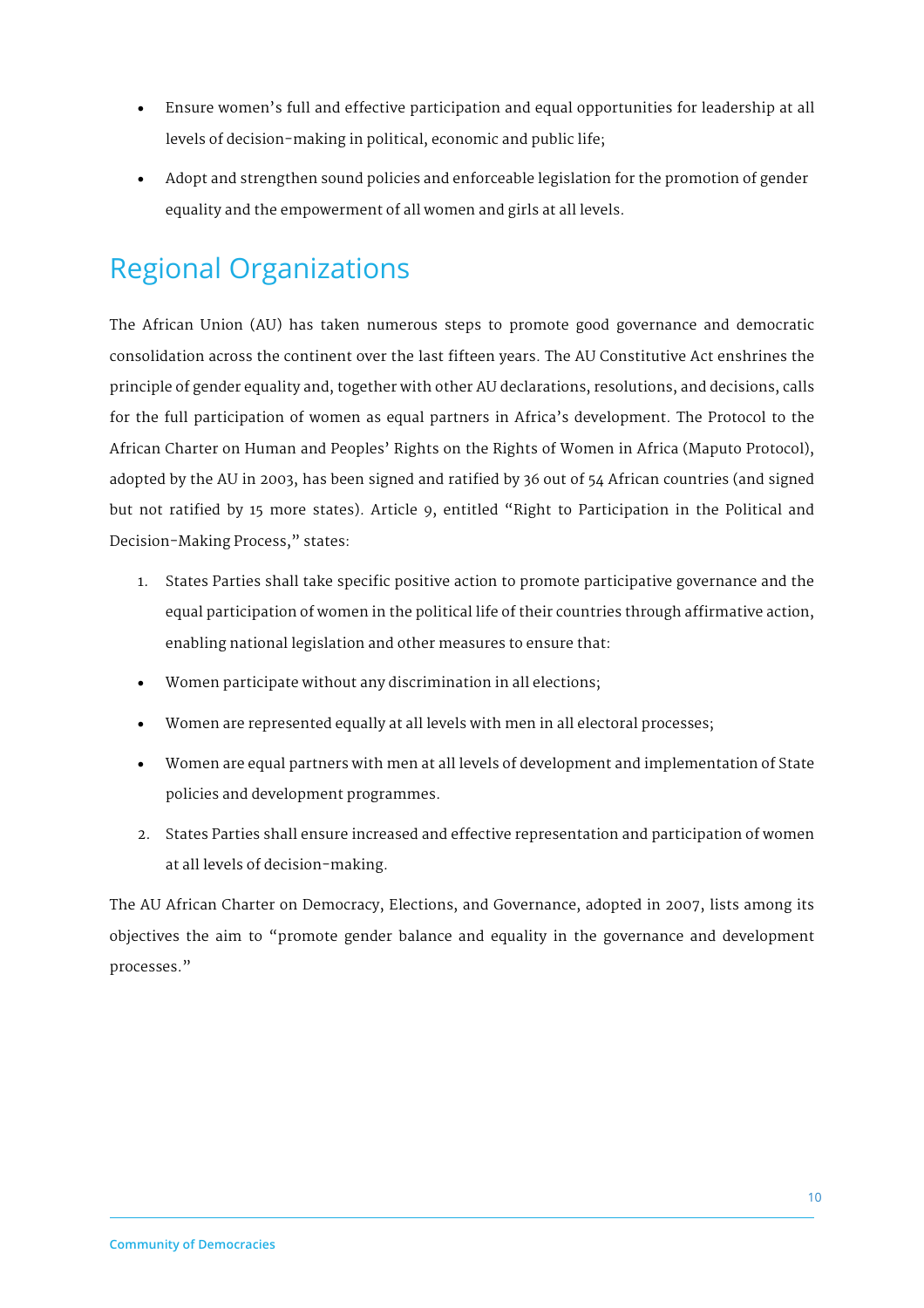- Ensure women's full and effective participation and equal opportunities for leadership at all levels of decision-making in political, economic and public life;
- Adopt and strengthen sound policies and enforceable legislation for the promotion of gender equality and the empowerment of all women and girls at all levels.

## Regional Organizations

The African Union (AU) has taken numerous steps to promote good governance and democratic consolidation across the continent over the last fifteen years. The AU Constitutive Act enshrines the principle of gender equality and, together with other AU declarations, resolutions, and decisions, calls for the full participation of women as equal partners in Africa's development. The Protocol to the African Charter on Human and Peoples' Rights on the Rights of Women in Africa (Maputo Protocol), adopted by the AU in 2003, has been signed and ratified by 36 out of 54 African countries (and signed but not ratified by 15 more states). Article 9, entitled "Right to Participation in the Political and Decision-Making Process," states:

1. States Parties shall take specific positive action to promote participative governance and the equal participation of women in the political life of their countries through affirmative action, enabling national legislation and other measures to ensure that:

- Women participate without any discrimination in all elections;
- Women are represented equally at all levels with men in all electoral processes;
- Women are equal partners with men at all levels of development and implementation of State policies and development programmes.

2. States Parties shall ensure increased and effective representation and participation of women at all levels of decision-making.

The AU African Charter on Democracy, Elections, and Governance, adopted in 2007, lists among its objectives the aim to "promote gender balance and equality in the governance and development processes."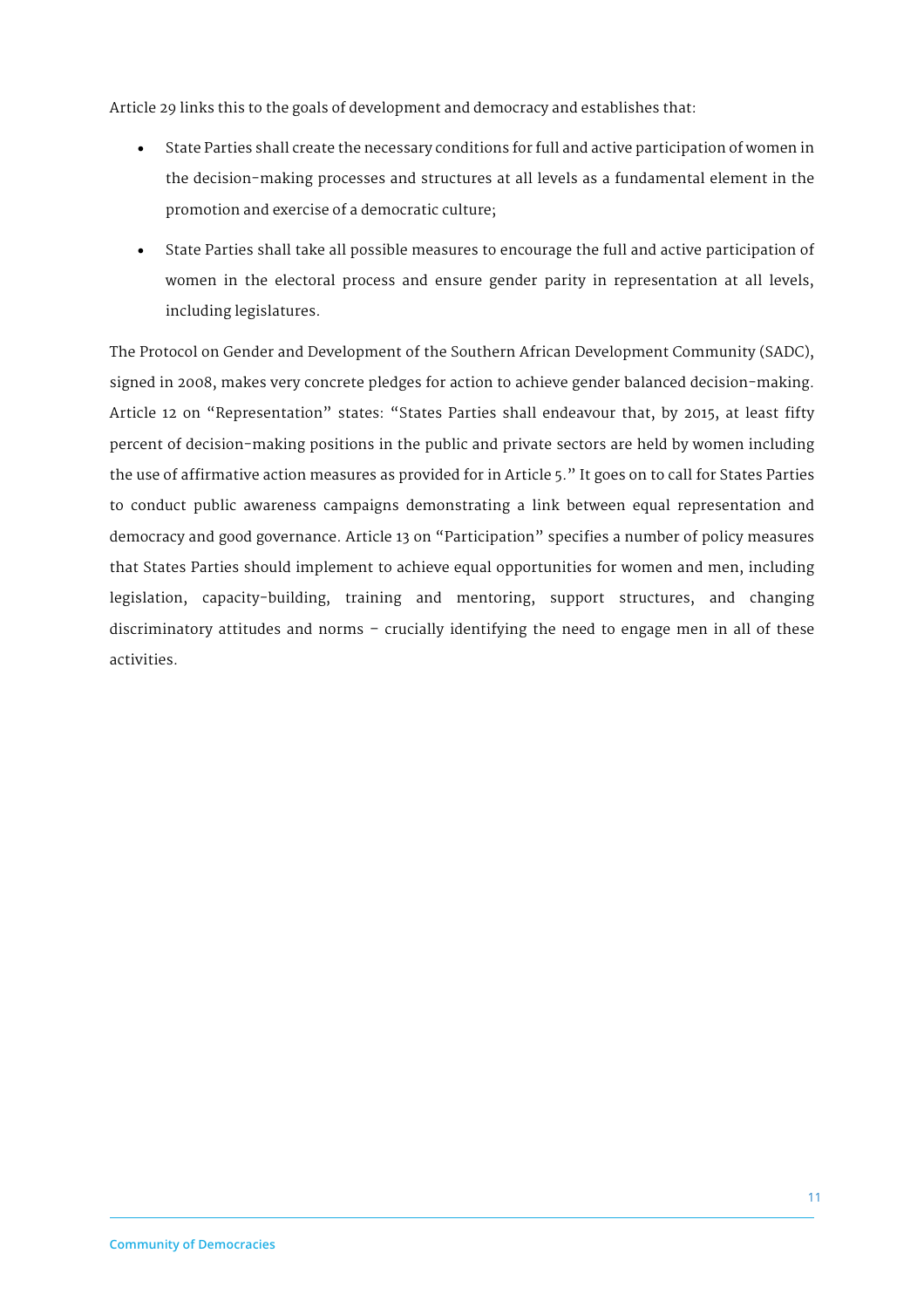Article 29 links this to the goals of development and democracy and establishes that:

- State Parties shall create the necessary conditions for full and active participation of women in the decision-making processes and structures at all levels as a fundamental element in the promotion and exercise of a democratic culture;
- State Parties shall take all possible measures to encourage the full and active participation of women in the electoral process and ensure gender parity in representation at all levels, including legislatures.

The Protocol on Gender and Development of the Southern African Development Community (SADC), signed in 2008, makes very concrete pledges for action to achieve gender balanced decision-making. Article 12 on "Representation" states: "States Parties shall endeavour that, by 2015, at least fifty percent of decision-making positions in the public and private sectors are held by women including the use of affirmative action measures as provided for in Article 5." It goes on to call for States Parties to conduct public awareness campaigns demonstrating a link between equal representation and democracy and good governance. Article 13 on "Participation" specifies a number of policy measures that States Parties should implement to achieve equal opportunities for women and men, including legislation, capacity-building, training and mentoring, support structures, and changing discriminatory attitudes and norms – crucially identifying the need to engage men in all of these activities.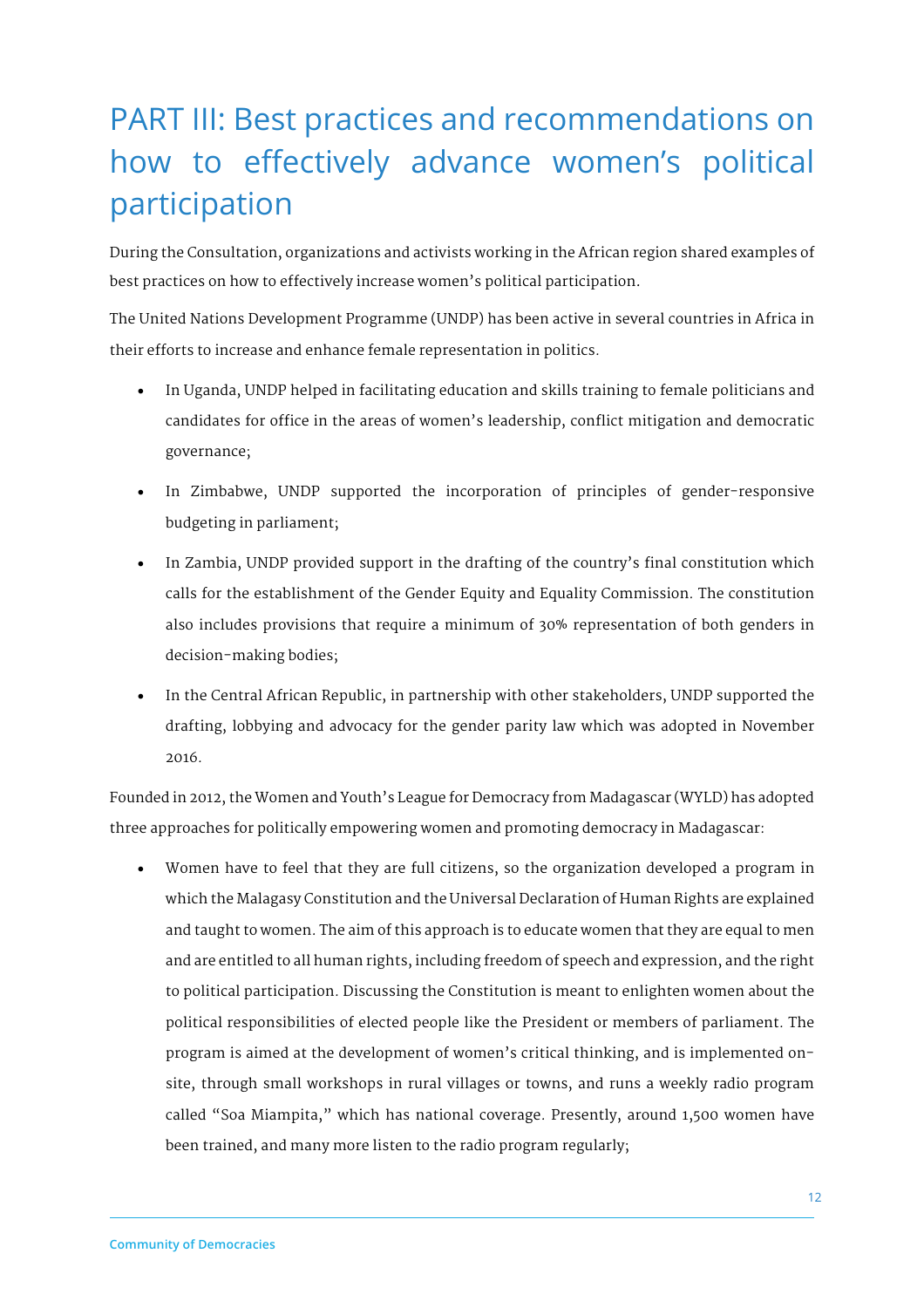# PART III: Best practices and recommendations on how to effectively advance women's political participation

During the Consultation, organizations and activists working in the African region shared examples of best practices on how to effectively increase women's political participation.

The United Nations Development Programme (UNDP) has been active in several countries in Africa in their efforts to increase and enhance female representation in politics.

- In Uganda, UNDP helped in facilitating education and skills training to female politicians and candidates for office in the areas of women's leadership, conflict mitigation and democratic governance;
- In Zimbabwe, UNDP supported the incorporation of principles of gender-responsive budgeting in parliament;
- In Zambia, UNDP provided support in the drafting of the country's final constitution which calls for the establishment of the Gender Equity and Equality Commission. The constitution also includes provisions that require a minimum of 30% representation of both genders in decision-making bodies;
- In the Central African Republic, in partnership with other stakeholders, UNDP supported the drafting, lobbying and advocacy for the gender parity law which was adopted in November 2016.

Founded in 2012, the Women and Youth's League for Democracy from Madagascar (WYLD) has adopted three approaches for politically empowering women and promoting democracy in Madagascar:

- Women have to feel that they are full citizens, so the organization developed a program in which the Malagasy Constitution and the Universal Declaration of Human Rights are explained and taught to women. The aim of this approach is to educate women that they are equal to men and are entitled to all human rights, including freedom of speech and expression, and the right to political participation. Discussing the Constitution is meant to enlighten women about the political responsibilities of elected people like the President or members of parliament. The program is aimed at the development of women's critical thinking, and is implemented on-site, through small workshops in rural villages or towns, and runs a weekly radio program called "Soa Miampita," which has national coverage. Presently, around 1,500 women have been trained, and many more listen to the radio program regularly;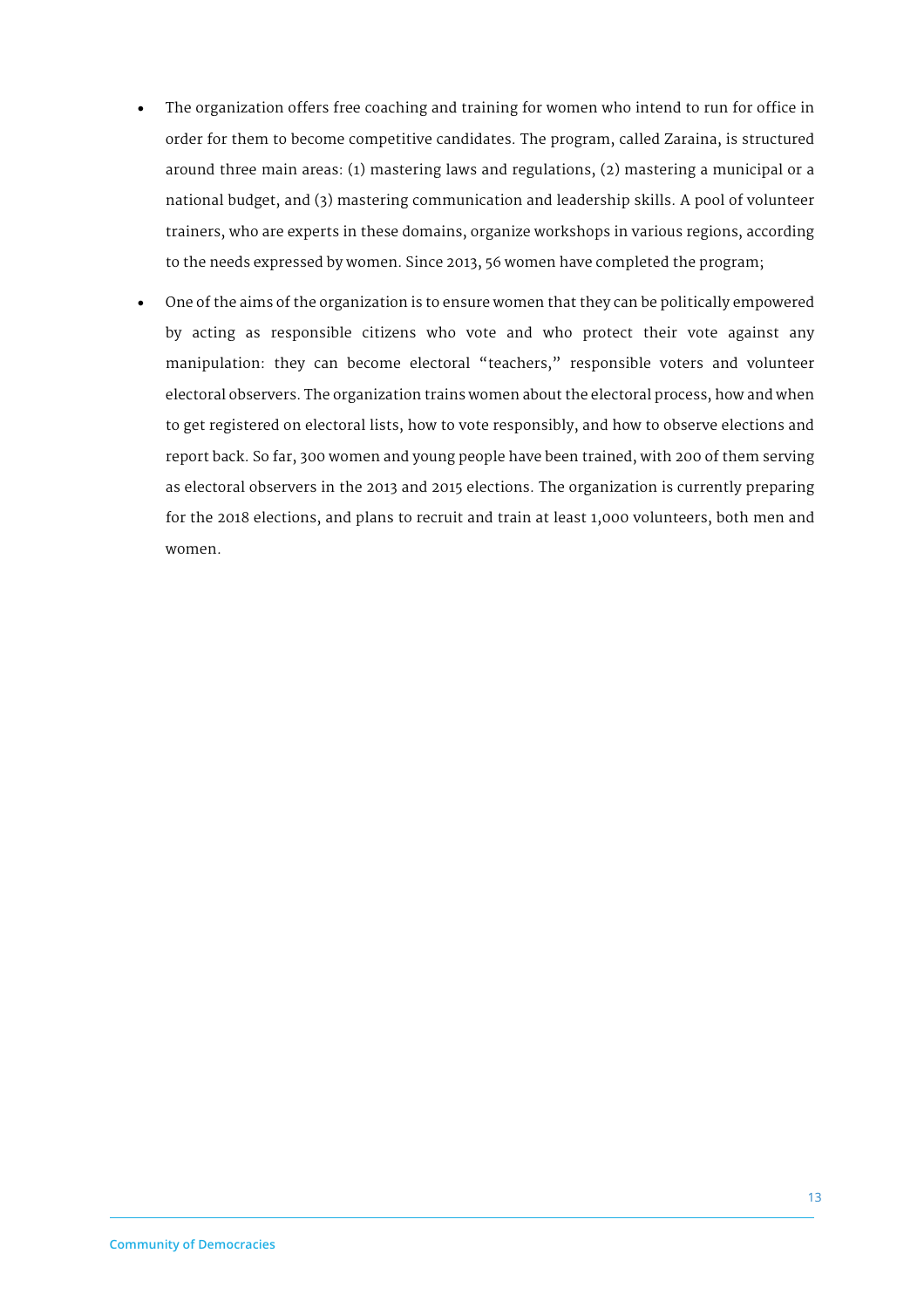- The organization offers free coaching and training for women who intend to run for office in order for them to become competitive candidates. The program, called Zaraina, is structured around three main areas: (1) mastering laws and regulations, (2) mastering a municipal or a national budget, and (3) mastering communication and leadership skills. A pool of volunteer trainers, who are experts in these domains, organize workshops in various regions, according to the needs expressed by women. Since 2013, 56 women have completed the program;
- One of the aims of the organization is to ensure women that they can be politically empowered by acting as responsible citizens who vote and who protect their vote against any manipulation: they can become electoral "teachers," responsible voters and volunteer electoral observers. The organization trains women about the electoral process, how and when to get registered on electoral lists, how to vote responsibly, and how to observe elections and report back. So far, 300 women and young people have been trained, with 200 of them serving as electoral observers in the 2013 and 2015 elections. The organization is currently preparing for the 2018 elections, and plans to recruit and train at least 1,000 volunteers, both men and women.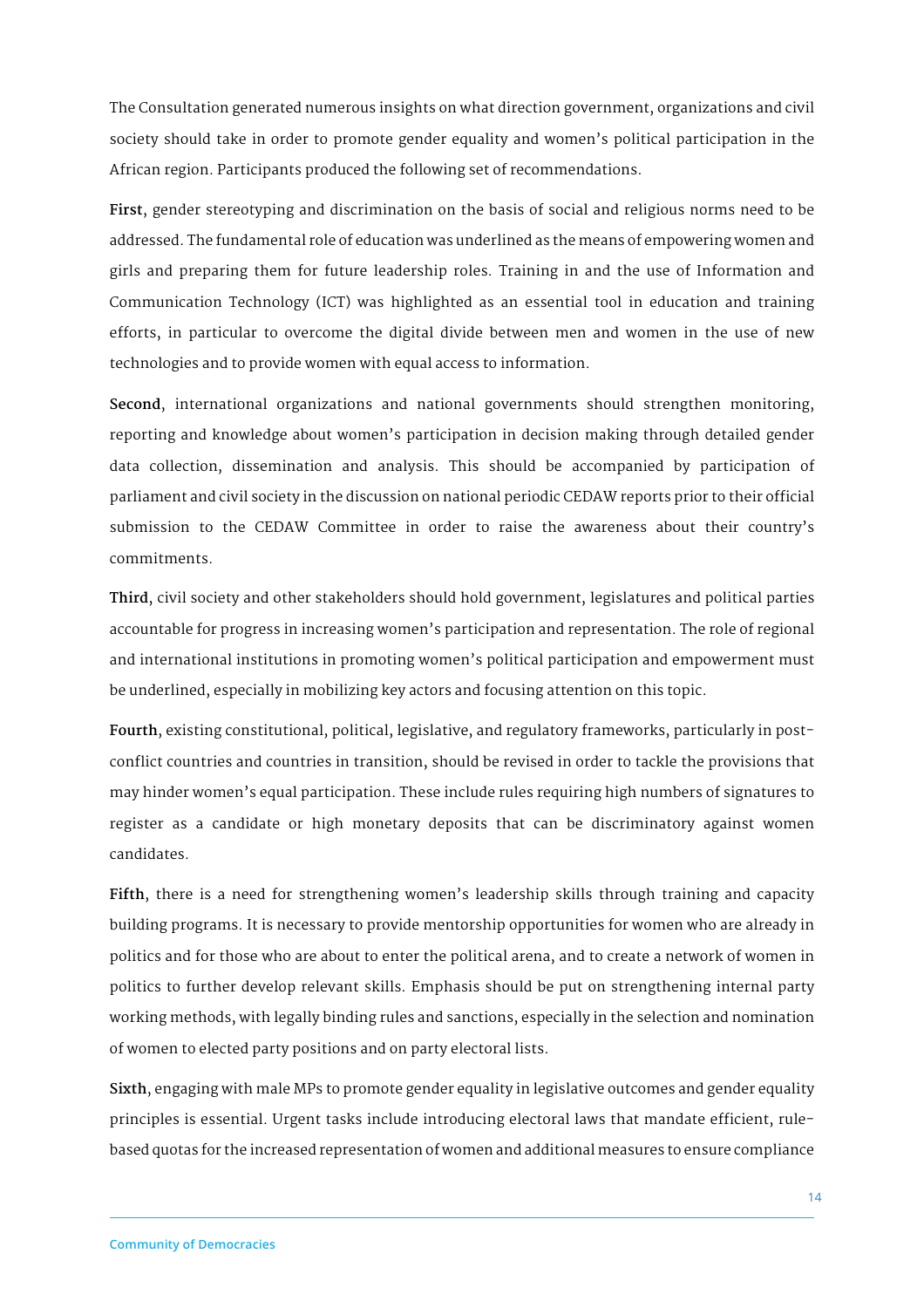The Consultation generated numerous insights on what direction government, organizations and civil society should take in order to promote gender equality and women's political participation in the African region. Participants produced the following set of recommendations.

**First**, gender stereotyping and discrimination on the basis of social and religious norms need to be addressed. The fundamental role of education was underlined as the means of empowering women and girls and preparing them for future leadership roles. Training in and the use of Information and Communication Technology (ICT) was highlighted as an essential tool in education and training efforts, in particular to overcome the digital divide between men and women in the use of new technologies and to provide women with equal access to information.

**Second**, international organizations and national governments should strengthen monitoring, reporting and knowledge about women's participation in decision making through detailed gender data collection, dissemination and analysis. This should be accompanied by participation of parliament and civil society in the discussion on national periodic CEDAW reports prior to their official submission to the CEDAW Committee in order to raise the awareness about their country's commitments.

**Third**, civil society and other stakeholders should hold government, legislatures and political parties accountable for progress in increasing women's participation and representation. The role of regional and international institutions in promoting women's political participation and empowerment must be underlined, especially in mobilizing key actors and focusing attention on this topic.

**Fourth**, existing constitutional, political, legislative, and regulatory frameworks, particularly in post-conflict countries and countries in transition, should be revised in order to tackle the provisions that may hinder women's equal participation. These include rules requiring high numbers of signatures to register as a candidate or high monetary deposits that can be discriminatory against women candidates.

**Fifth**, there is a need for strengthening women's leadership skills through training and capacity building programs. It is necessary to provide mentorship opportunities for women who are already in politics and for those who are about to enter the political arena, and to create a network of women in politics to further develop relevant skills. Emphasis should be put on strengthening internal party working methods, with legally binding rules and sanctions, especially in the selection and nomination of women to elected party positions and on party electoral lists.

**Sixth**, engaging with male MPs to promote gender equality in legislative outcomes and gender equality principles is essential. Urgent tasks include introducing electoral laws that mandate efficient, rule-based quotas for the increased representation of women and additional measures to ensure compliance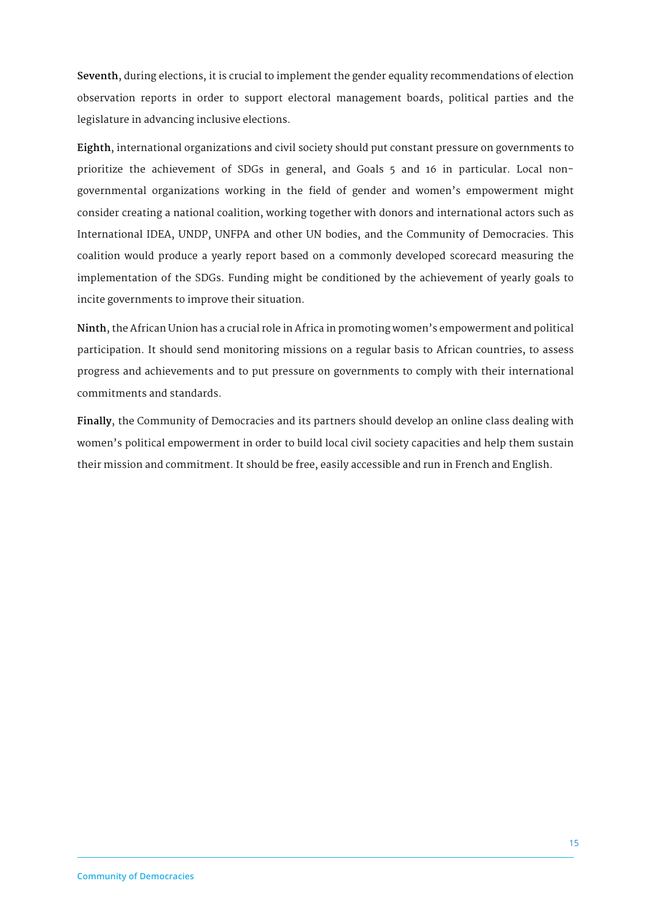**Seventh**, during elections, it is crucial to implement the gender equality recommendations of election observation reports in order to support electoral management boards, political parties and the legislature in advancing inclusive elections.

**Eighth**, international organizations and civil society should put constant pressure on governments to prioritize the achievement of SDGs in general, and Goals 5 and 16 in particular. Local non-governmental organizations working in the field of gender and women's empowerment might consider creating a national coalition, working together with donors and international actors such as International IDEA, UNDP, UNFPA and other UN bodies, and the Community of Democracies. This coalition would produce a yearly report based on a commonly developed scorecard measuring the implementation of the SDGs. Funding might be conditioned by the achievement of yearly goals to incite governments to improve their situation.

**Ninth**, the African Union has a crucial role in Africa in promoting women's empowerment and political participation. It should send monitoring missions on a regular basis to African countries, to assess progress and achievements and to put pressure on governments to comply with their international commitments and standards.

**Finally**, the Community of Democracies and its partners should develop an online class dealing with women's political empowerment in order to build local civil society capacities and help them sustain their mission and commitment. It should be free, easily accessible and run in French and English.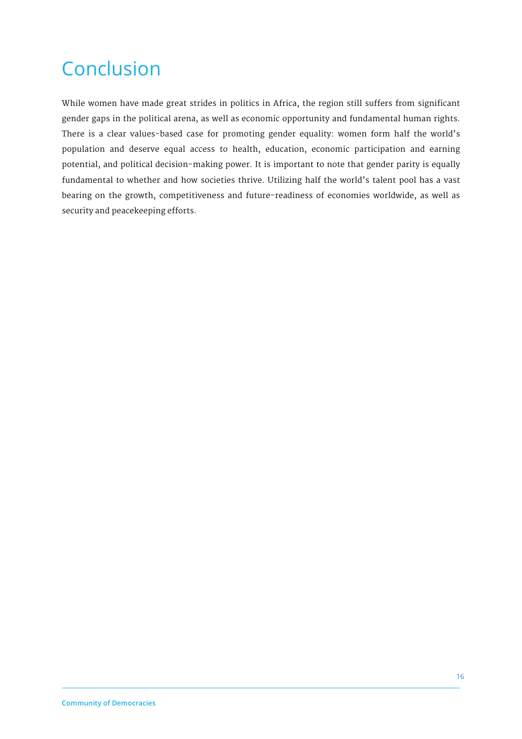# Conclusion

While women have made great strides in politics in Africa, the region still suffers from significant gender gaps in the political arena, as well as economic opportunity and fundamental human rights. There is a clear values-based case for promoting gender equality: women form half the world's population and deserve equal access to health, education, economic participation and earning potential, and political decision-making power. It is important to note that gender parity is equally fundamental to whether and how societies thrive. Utilizing half the world's talent pool has a vast bearing on the growth, competitiveness and future-readiness of economies worldwide, as well as security and peacekeeping efforts.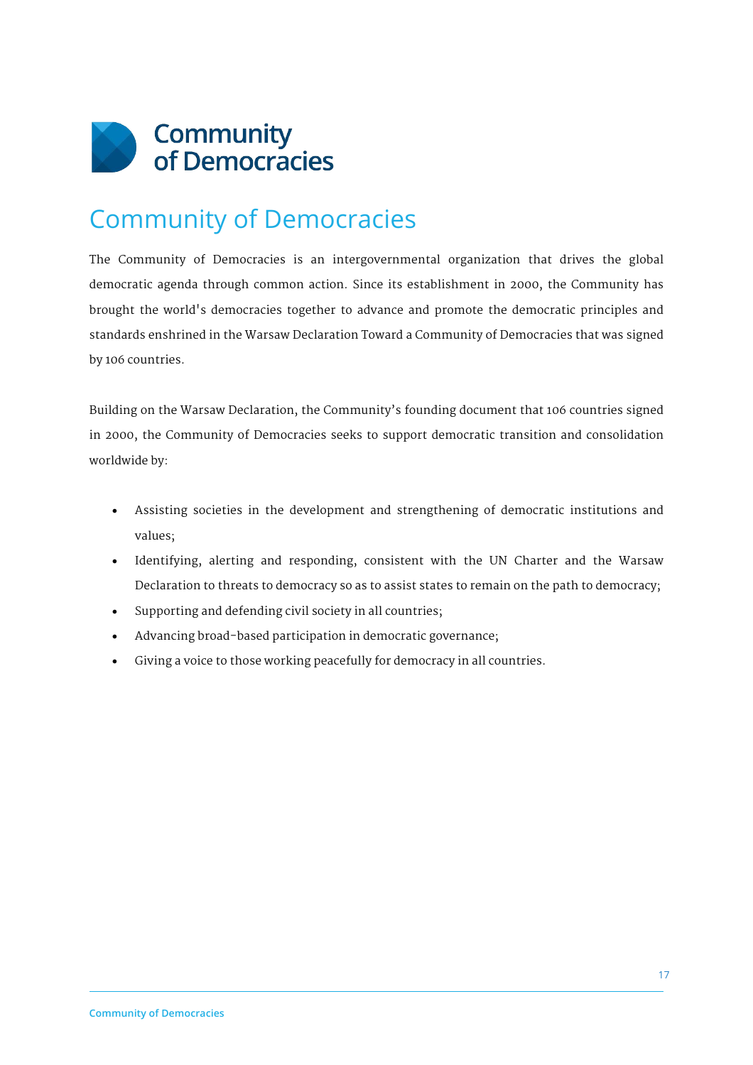# Community of Democracies

The Community of Democracies is an intergovernmental organization that drives the global democratic agenda through common action. Since its establishment in 2000, the Community has brought the world's democracies together to advance and promote the democratic principles and standards enshrined in the Warsaw Declaration Toward a Community of Democracies that was signed by 106 countries.

Building on the Warsaw Declaration, the Community's founding document that 106 countries signed in 2000, the Community of Democracies seeks to support democratic transition and consolidation worldwide by:

- Assisting societies in the development and strengthening of democratic institutions and values;
- Identifying, alerting and responding, consistent with the UN Charter and the Warsaw Declaration to threats to democracy so as to assist states to remain on the path to democracy;
- Supporting and defending civil society in all countries;
- Advancing broad-based participation in democratic governance;
- Giving a voice to those working peacefully for democracy in all countries.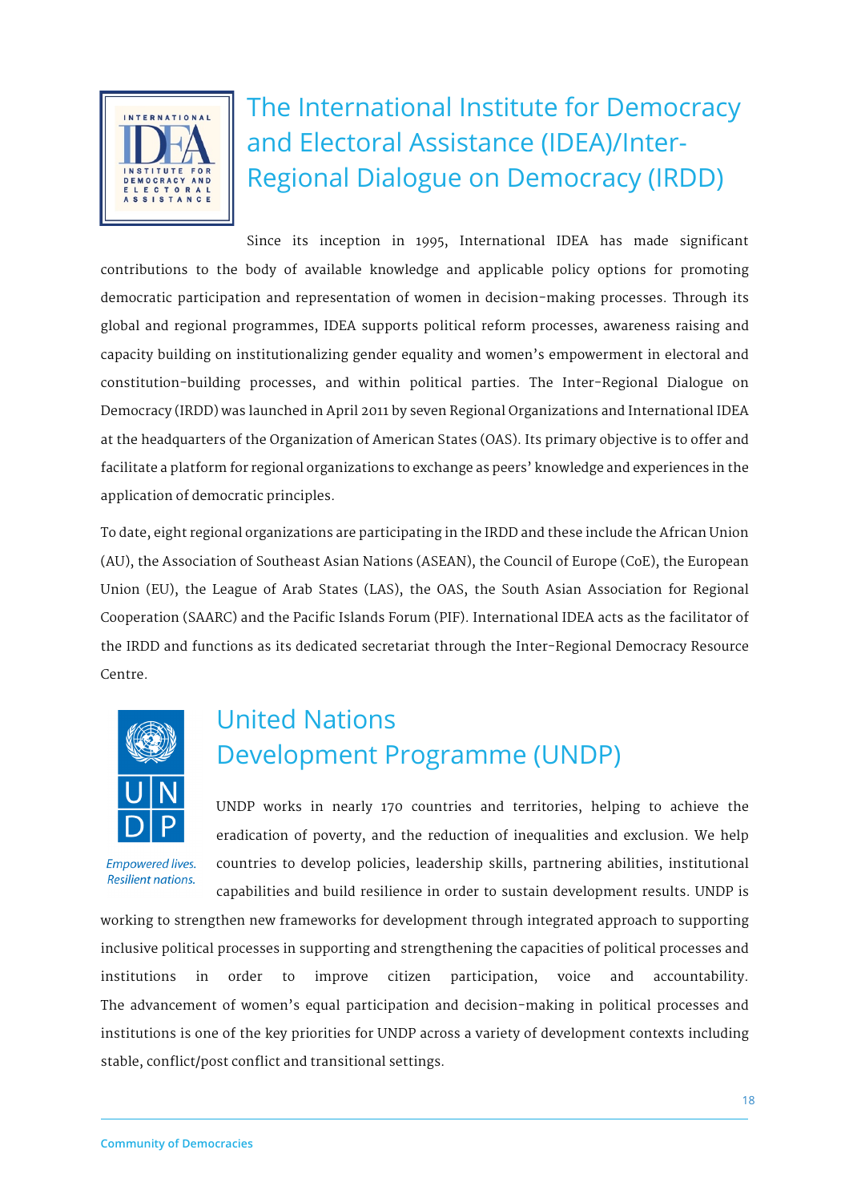## The International Institute for Democracy and Electoral Assistance (IDEA)/Inter-Regional Dialogue on Democracy (IRDD)

Since its inception in 1995, International IDEA has made significant contributions to the body of available knowledge and applicable policy options for promoting democratic participation and representation of women in decision-making processes. Through its global and regional programmes, IDEA supports political reform processes, awareness raising and capacity building on institutionalizing gender equality and women's empowerment in electoral and constitution-building processes, and within political parties. The Inter-Regional Dialogue on Democracy (IRDD) was launched in April 2011 by seven Regional Organizations and International IDEA at the headquarters of the Organization of American States (OAS). Its primary objective is to offer and facilitate a platform for regional organizations to exchange as peers' knowledge and experiences in the application of democratic principles.

To date, eight regional organizations are participating in the IRDD and these include the African Union (AU), the Association of Southeast Asian Nations (ASEAN), the Council of Europe (CoE), the European Union (EU), the League of Arab States (LAS), the OAS, the South Asian Association for Regional Cooperation (SAARC) and the Pacific Islands Forum (PIF). International IDEA acts as the facilitator of the IRDD and functions as its dedicated secretariat through the Inter-Regional Democracy Resource Centre.

## United Nations Development Programme (UNDP)

UNDP works in nearly 170 countries and territories, helping to achieve the eradication of poverty, and the reduction of inequalities and exclusion. We help countries to develop policies, leadership skills, partnering abilities, institutional capabilities and build resilience in order to sustain development results. UNDP is working to strengthen new frameworks for development through integrated approach to supporting inclusive political processes in supporting and strengthening the capacities of political processes and institutions in order to improve citizen participation, voice and accountability. The advancement of women's equal participation and decision-making in political processes and institutions is one of the key priorities for UNDP across a variety of development contexts including stable, conflict/post conflict and transitional settings.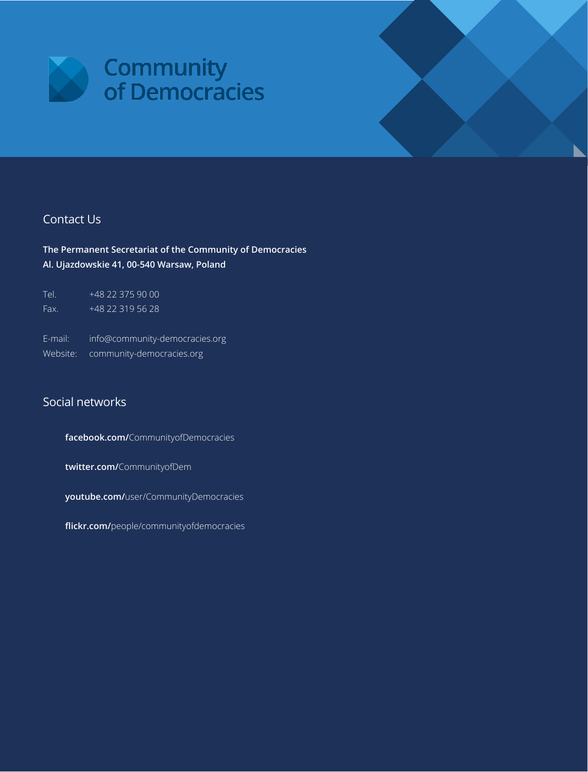# Community of Democracies

## Contact Us

**The Permanent Secretariat of the Community of Democracies**
**Al. Ujazdowskie 41, 00-540 Warsaw, Poland**

Tel. +48 22 375 90 00
Fax. +48 22 319 56 28

E-mail: info@community-democracies.org
Website: community-democracies.org

## Social networks

**facebook.com/**CommunityofDemocracies

**twitter.com/**CommunityofDem

**youtube.com/**user/CommunityDemocracies

**flickr.com/**people/communityofdemocracies